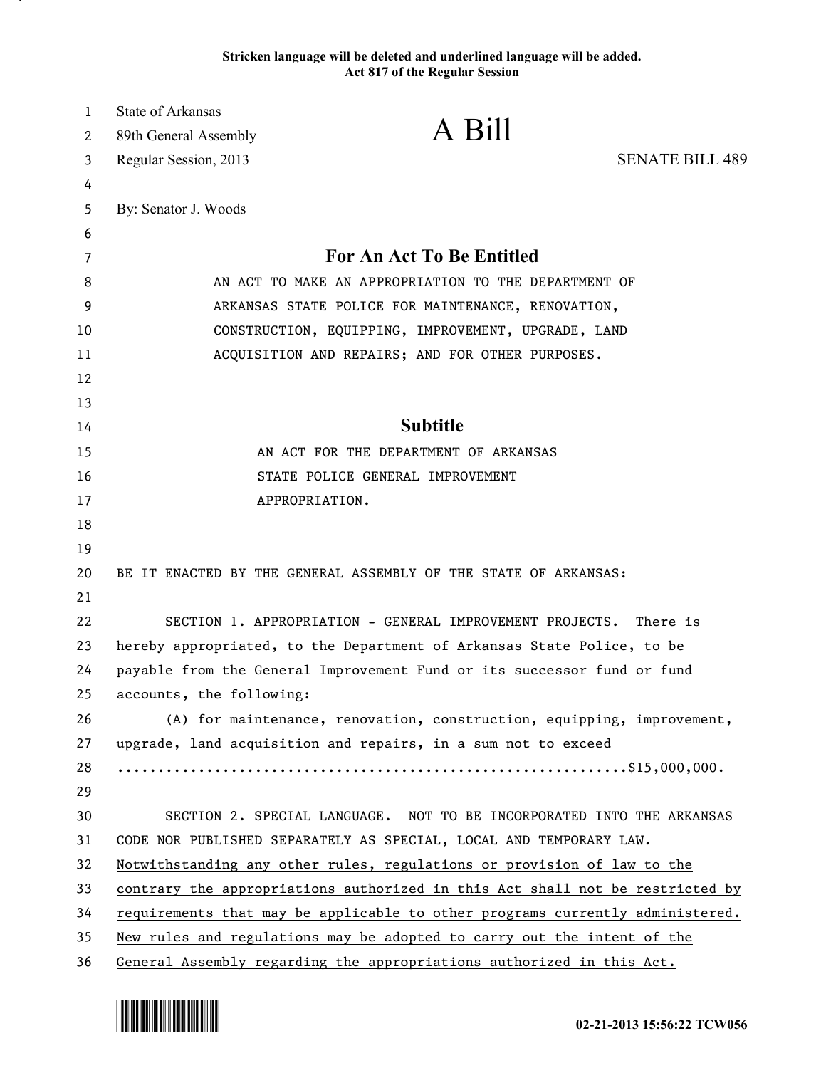Stricken language will be deleted and underlined language will be added.
Act 817 of the Regular Session

State of Arkansas
89th General Assembly
Regular Session, 2013

# A Bill

SENATE BILL 489

By: Senator J. Woods

## For An Act To Be Entitled

AN ACT TO MAKE AN APPROPRIATION TO THE DEPARTMENT OF ARKANSAS STATE POLICE FOR MAINTENANCE, RENOVATION, CONSTRUCTION, EQUIPPING, IMPROVEMENT, UPGRADE, LAND ACQUISITION AND REPAIRS; AND FOR OTHER PURPOSES.

## Subtitle

AN ACT FOR THE DEPARTMENT OF ARKANSAS STATE POLICE GENERAL IMPROVEMENT APPROPRIATION.

BE IT ENACTED BY THE GENERAL ASSEMBLY OF THE STATE OF ARKANSAS:

SECTION 1. APPROPRIATION - GENERAL IMPROVEMENT PROJECTS. There is hereby appropriated, to the Department of Arkansas State Police, to be payable from the General Improvement Fund or its successor fund or fund accounts, the following:

(A) for maintenance, renovation, construction, equipping, improvement, upgrade, land acquisition and repairs, in a sum not to exceed ...........................................................$15,000,000.

SECTION 2. SPECIAL LANGUAGE. NOT TO BE INCORPORATED INTO THE ARKANSAS CODE NOR PUBLISHED SEPARATELY AS SPECIAL, LOCAL AND TEMPORARY LAW. <u>Notwithstanding any other rules, regulations or provision of law to the contrary the appropriations authorized in this Act shall not be restricted by requirements that may be applicable to other programs currently administered. New rules and regulations may be adopted to carry out the intent of the General Assembly regarding the appropriations authorized in this Act.</u>

02-21-2013 15:56:22 TCW056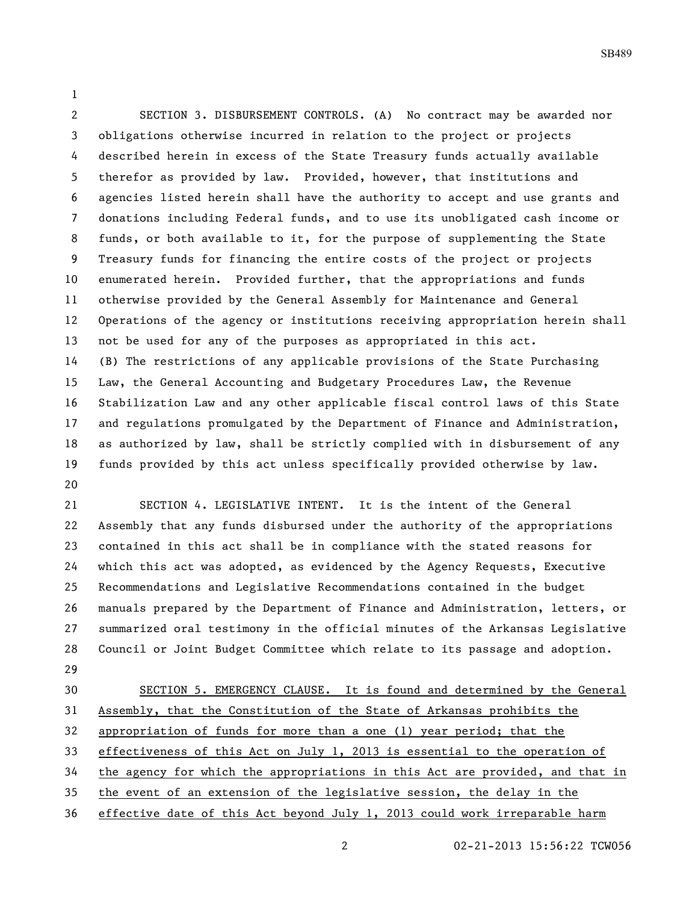SECTION 3. DISBURSEMENT CONTROLS. (A) No contract may be awarded nor obligations otherwise incurred in relation to the project or projects described herein in excess of the State Treasury funds actually available therefor as provided by law. Provided, however, that institutions and agencies listed herein shall have the authority to accept and use grants and donations including Federal funds, and to use its unobligated cash income or funds, or both available to it, for the purpose of supplementing the State Treasury funds for financing the entire costs of the project or projects enumerated herein. Provided further, that the appropriations and funds otherwise provided by the General Assembly for Maintenance and General Operations of the agency or institutions receiving appropriation herein shall not be used for any of the purposes as appropriated in this act.

(B) The restrictions of any applicable provisions of the State Purchasing Law, the General Accounting and Budgetary Procedures Law, the Revenue Stabilization Law and any other applicable fiscal control laws of this State and regulations promulgated by the Department of Finance and Administration, as authorized by law, shall be strictly complied with in disbursement of any funds provided by this act unless specifically provided otherwise by law.

SECTION 4. LEGISLATIVE INTENT. It is the intent of the General Assembly that any funds disbursed under the authority of the appropriations contained in this act shall be in compliance with the stated reasons for which this act was adopted, as evidenced by the Agency Requests, Executive Recommendations and Legislative Recommendations contained in the budget manuals prepared by the Department of Finance and Administration, letters, or summarized oral testimony in the official minutes of the Arkansas Legislative Council or Joint Budget Committee which relate to its passage and adoption.

SECTION 5. EMERGENCY CLAUSE. It is found and determined by the General Assembly, that the Constitution of the State of Arkansas prohibits the appropriation of funds for more than a one (1) year period; that the effectiveness of this Act on July 1, 2013 is essential to the operation of the agency for which the appropriations in this Act are provided, and that in the event of an extension of the legislative session, the delay in the effective date of this Act beyond July 1, 2013 could work irreparable harm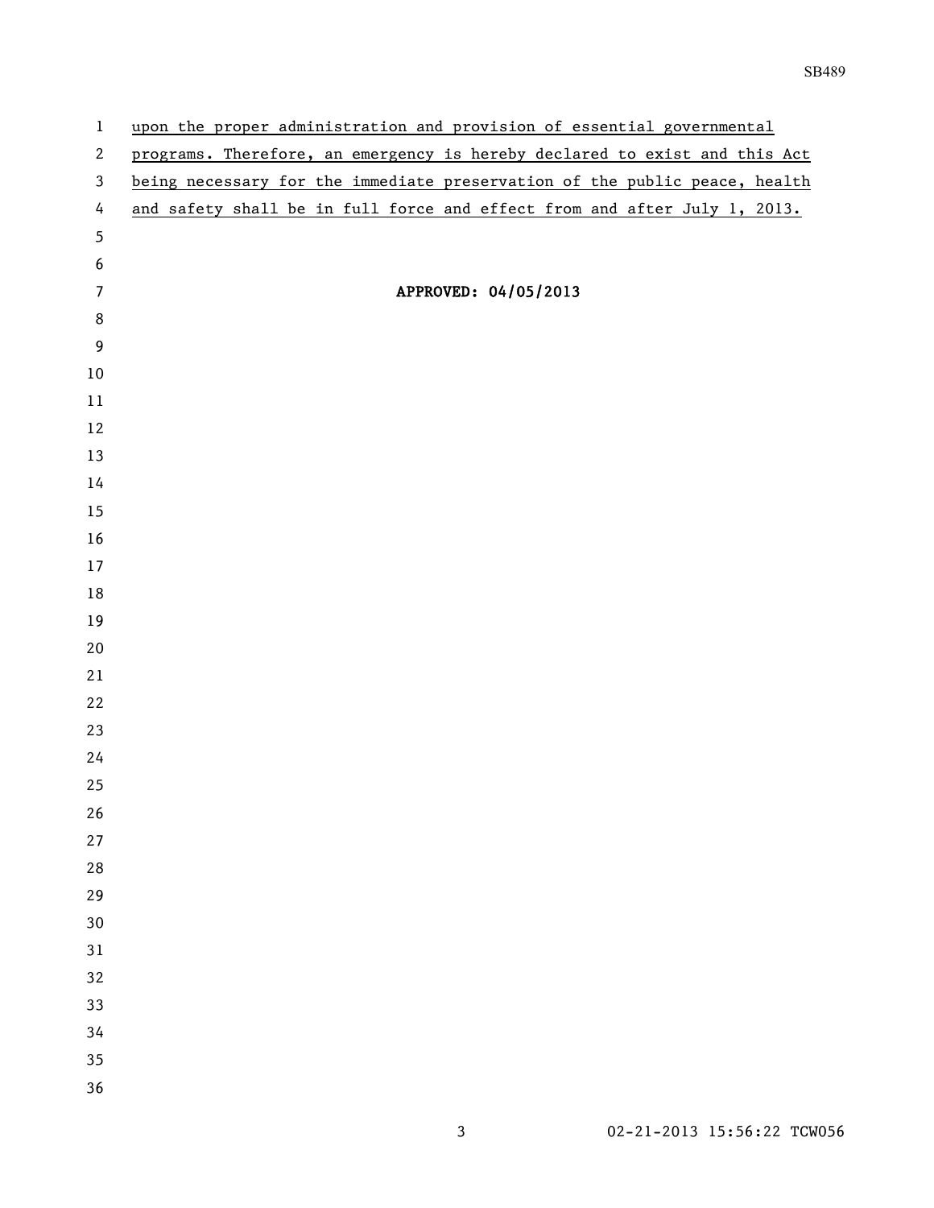upon the proper administration and provision of essential governmental programs. Therefore, an emergency is hereby declared to exist and this Act being necessary for the immediate preservation of the public peace, health and safety shall be in full force and effect from and after July 1, 2013.

**APPROVED: 04/05/2013**

02-21-2013 15:56:22 TCW056